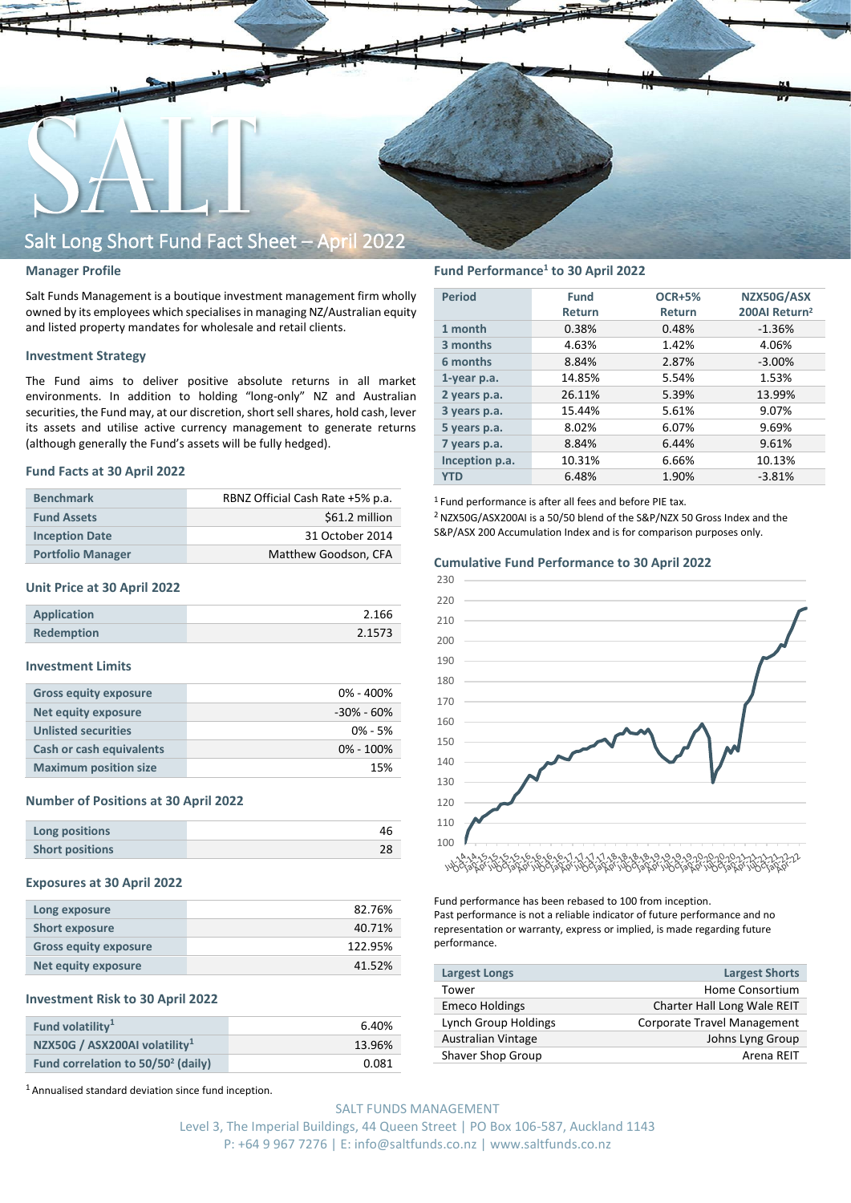# Salt Long Short Fund Fact Sheet – April 2022

## Manager Profile

Salt Funds Management is a boutique investment management firm wholly owned by its employees which specialises in managing NZ/Australian equity and listed property mandates for wholesale and retail clients.

## Investment Strategy

The Fund aims to deliver positive absolute returns in all market environments. In addition to holding "long-only" NZ and Australian securities, the Fund may, at our discretion, short sell shares, hold cash, lever its assets and utilise active currency management to generate returns (although generally the Fund's assets will be fully hedged).

## Fund Facts at 30 April 2022

| | |
|---|---|
| Benchmark | RBNZ Official Cash Rate +5% p.a. |
| Fund Assets | $61.2 million |
| Inception Date | 31 October 2014 |
| Portfolio Manager | Matthew Goodson, CFA |

## Unit Price at 30 April 2022

| | |
|---|---|
| Application | 2.166 |
| Redemption | 2.1573 |

## Investment Limits

| | |
|---|---|
| Gross equity exposure | 0% - 400% |
| Net equity exposure | -30% - 60% |
| Unlisted securities | 0% - 5% |
| Cash or cash equivalents | 0% - 100% |
| Maximum position size | 15% |

## Number of Positions at 30 April 2022

| | |
|---|---|
| Long positions | 46 |
| Short positions | 28 |

## Exposures at 30 April 2022

| | |
|---|---|
| Long exposure | 82.76% |
| Short exposure | 40.71% |
| Gross equity exposure | 122.95% |
| Net equity exposure | 41.52% |

## Investment Risk to 30 April 2022

| | |
|---|---|
| Fund volatility[1] | 6.40% |
| NZX50G / ASX200AI volatility[1] | 13.96% |
| Fund correlation to 50/50[2] (daily) | 0.081 |

[1] Annualised standard deviation since fund inception.

## Fund Performance[1] to 30 April 2022

| Period | Fund Return | OCR+5% Return | NZX50G/ASX 200AI Return[2] |
|---|---|---|---|
| 1 month | 0.38% | 0.48% | -1.36% |
| 3 months | 4.63% | 1.42% | 4.06% |
| 6 months | 8.84% | 2.87% | -3.00% |
| 1-year p.a. | 14.85% | 5.54% | 1.53% |
| 2 years p.a. | 26.11% | 5.39% | 13.99% |
| 3 years p.a. | 15.44% | 5.61% | 9.07% |
| 5 years p.a. | 8.02% | 6.07% | 9.69% |
| 7 years p.a. | 8.84% | 6.44% | 9.61% |
| Inception p.a. | 10.31% | 6.66% | 10.13% |
| YTD | 6.48% | 1.90% | -3.81% |

[1] Fund performance is after all fees and before PIE tax.
[2] NZX50G/ASX200AI is a 50/50 blend of the S&P/NZX 50 Gross Index and the S&P/ASX 200 Accumulation Index and is for comparison purposes only.

## Cumulative Fund Performance to 30 April 2022

Fund performance has been rebased to 100 from inception.
Past performance is not a reliable indicator of future performance and no representation or warranty, express or implied, is made regarding future performance.

| Largest Longs | Largest Shorts |
|---|---|
| Tower | Home Consortium |
| Emeco Holdings | Charter Hall Long Wale REIT |
| Lynch Group Holdings | Corporate Travel Management |
| Australian Vintage | Johns Lyng Group |
| Shaver Shop Group | Arena REIT |

SALT FUNDS MANAGEMENT
Level 3, The Imperial Buildings, 44 Queen Street | PO Box 106-587, Auckland 1143
P: +64 9 967 7276 | E: info@saltfunds.co.nz | www.saltfunds.co.nz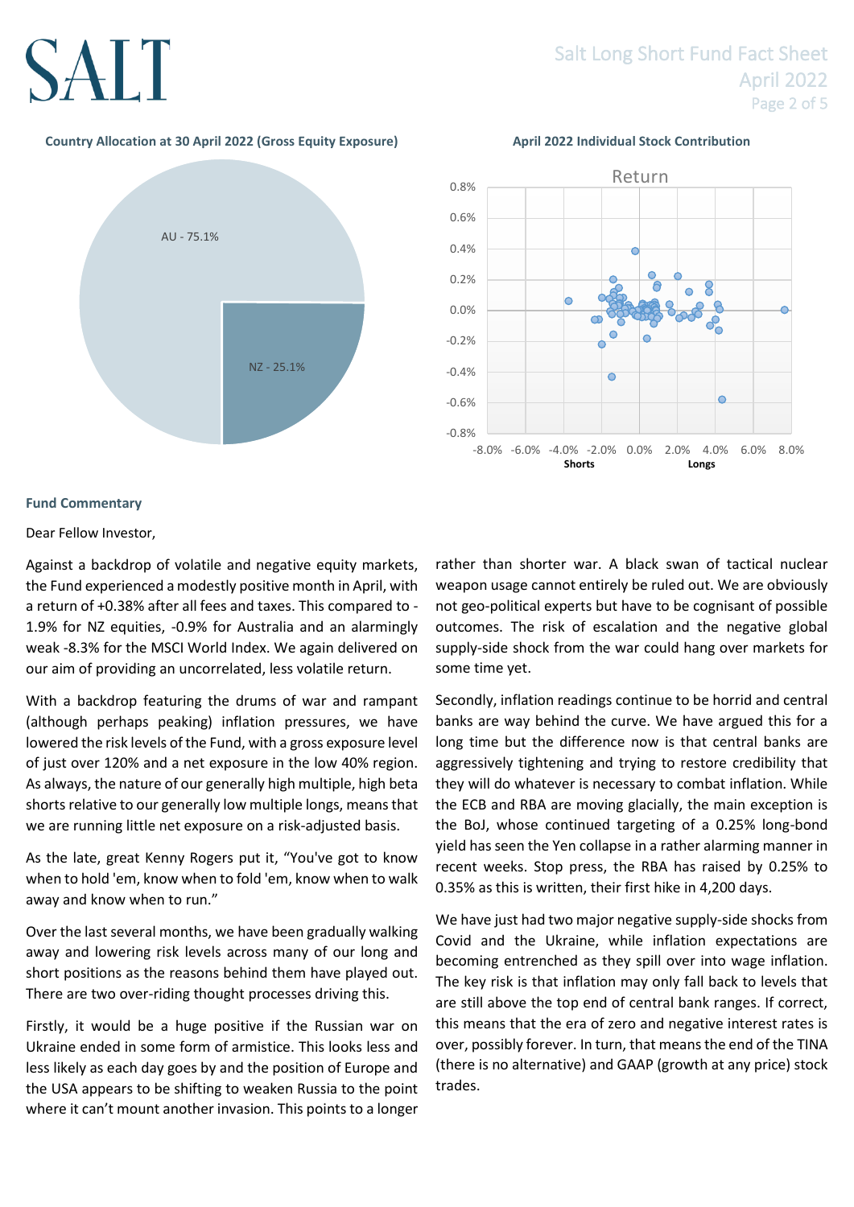**Country Allocation at 30 April 2022 (Gross Equity Exposure)**

AU - 75.1%

NZ - 25.1%

**April 2022 Individual Stock Contribution**

Return

0.8%
0.6%
0.4%
0.2%
0.0%
-0.2%
-0.4%
-0.6%
-0.8%

-8.0% -6.0% -4.0% -2.0% 0.0% 2.0% 4.0% 6.0% 8.0%

Shorts Longs

**Fund Commentary**

Dear Fellow Investor,

Against a backdrop of volatile and negative equity markets, the Fund experienced a modestly positive month in April, with a return of +0.38% after all fees and taxes. This compared to -1.9% for NZ equities, -0.9% for Australia and an alarmingly weak -8.3% for the MSCI World Index. We again delivered on our aim of providing an uncorrelated, less volatile return.

With a backdrop featuring the drums of war and rampant (although perhaps peaking) inflation pressures, we have lowered the risk levels of the Fund, with a gross exposure level of just over 120% and a net exposure in the low 40% region. As always, the nature of our generally high multiple, high beta shorts relative to our generally low multiple longs, means that we are running little net exposure on a risk-adjusted basis.

As the late, great Kenny Rogers put it, "You've got to know when to hold 'em, know when to fold 'em, know when to walk away and know when to run."

Over the last several months, we have been gradually walking away and lowering risk levels across many of our long and short positions as the reasons behind them have played out. There are two over-riding thought processes driving this.

Firstly, it would be a huge positive if the Russian war on Ukraine ended in some form of armistice. This looks less and less likely as each day goes by and the position of Europe and the USA appears to be shifting to weaken Russia to the point where it can't mount another invasion. This points to a longer rather than shorter war. A black swan of tactical nuclear weapon usage cannot entirely be ruled out. We are obviously not geo-political experts but have to be cognisant of possible outcomes. The risk of escalation and the negative global supply-side shock from the war could hang over markets for some time yet.

Secondly, inflation readings continue to be horrid and central banks are way behind the curve. We have argued this for a long time but the difference now is that central banks are aggressively tightening and trying to restore credibility that they will do whatever is necessary to combat inflation. While the ECB and RBA are moving glacially, the main exception is the BoJ, whose continued targeting of a 0.25% long-bond yield has seen the Yen collapse in a rather alarming manner in recent weeks. Stop press, the RBA has raised by 0.25% to 0.35% as this is written, their first hike in 4,200 days.

We have just had two major negative supply-side shocks from Covid and the Ukraine, while inflation expectations are becoming entrenched as they spill over into wage inflation. The key risk is that inflation may only fall back to levels that are still above the top end of central bank ranges. If correct, this means that the era of zero and negative interest rates is over, possibly forever. In turn, that means the end of the TINA (there is no alternative) and GAAP (growth at any price) stock trades.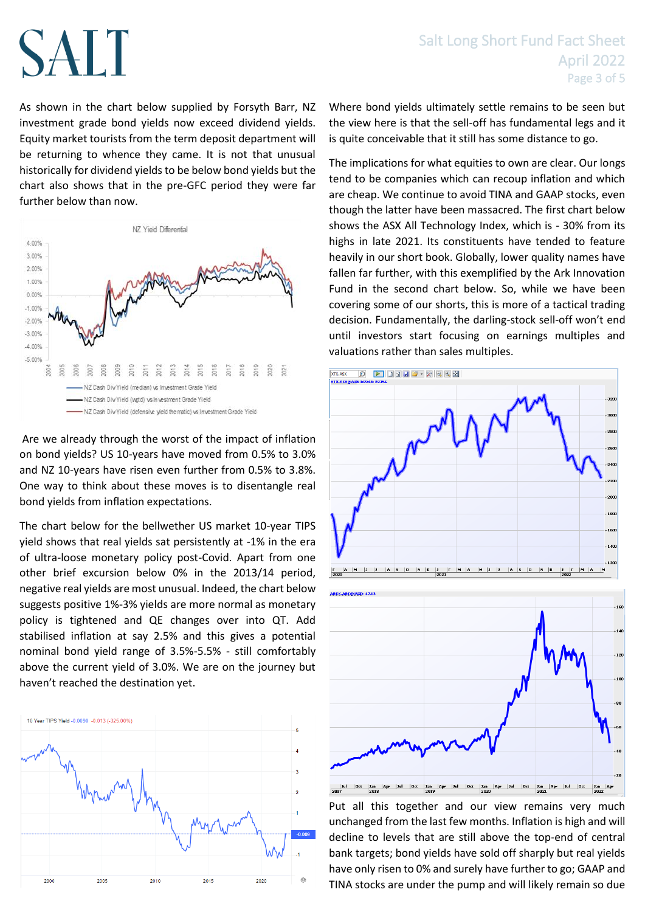As shown in the chart below supplied by Forsyth Barr, NZ investment grade bond yields now exceed dividend yields. Equity market tourists from the term deposit department will be returning to whence they came. It is not that unusual historically for dividend yields to be below bond yields but the chart also shows that in the pre-GFC period they were far further below than now.

Are we already through the worst of the impact of inflation on bond yields? US 10-years have moved from 0.5% to 3.0% and NZ 10-years have risen even further from 0.5% to 3.8%. One way to think about these moves is to disentangle real bond yields from inflation expectations.

The chart below for the bellwether US market 10-year TIPS yield shows that real yields sat persistently at -1% in the era of ultra-loose monetary policy post-Covid. Apart from one other brief excursion below 0% in the 2013/14 period, negative real yields are most unusual. Indeed, the chart below suggests positive 1%-3% yields are more normal as monetary policy is tightened and QE changes over into QT. Add stabilised inflation at say 2.5% and this gives a potential nominal bond yield range of 3.5%-5.5% - still comfortably above the current yield of 3.0%. We are on the journey but haven't reached the destination yet.

Where bond yields ultimately settle remains to be seen but the view here is that the sell-off has fundamental legs and it is quite conceivable that it still has some distance to go.

The implications for what equities to own are clear. Our longs tend to be companies which can recoup inflation and which are cheap. We continue to avoid TINA and GAAP stocks, even though the latter have been massacred. The first chart below shows the ASX All Technology Index, which is - 30% from its highs in late 2021. Its constituents have tended to feature heavily in our short book. Globally, lower quality names have fallen far further, with this exemplified by the Ark Innovation Fund in the second chart below. So, while we have been covering some of our shorts, this is more of a tactical trading decision. Fundamentally, the darling-stock sell-off won't end until investors start focusing on earnings multiples and valuations rather than sales multiples.

Put all this together and our view remains very much unchanged from the last few months. Inflation is high and will decline to levels that are still above the top-end of central bank targets; bond yields have sold off sharply but real yields have only risen to 0% and surely have further to go; GAAP and TINA stocks are under the pump and will likely remain so due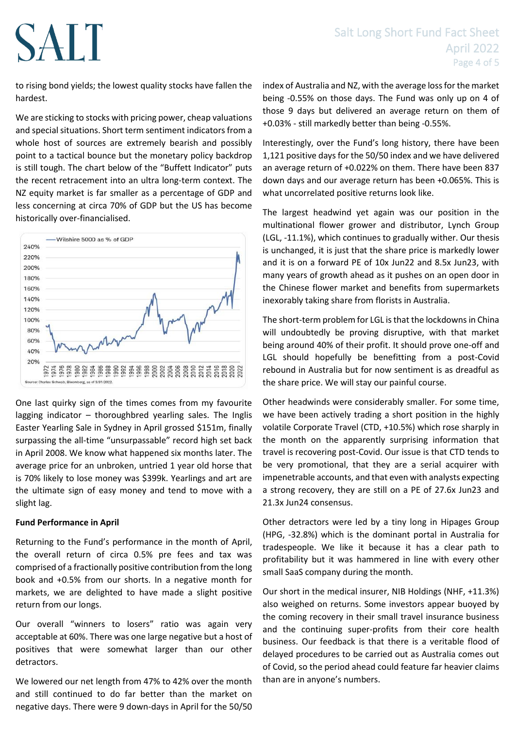to rising bond yields; the lowest quality stocks have fallen the hardest.

We are sticking to stocks with pricing power, cheap valuations and special situations. Short term sentiment indicators from a whole host of sources are extremely bearish and possibly point to a tactical bounce but the monetary policy backdrop is still tough. The chart below of the "Buffett Indicator" puts the recent retracement into an ultra long-term context. The NZ equity market is far smaller as a percentage of GDP and less concerning at circa 70% of GDP but the US has become historically over-financialised.

One last quirky sign of the times comes from my favourite lagging indicator – thoroughbred yearling sales. The Inglis Easter Yearling Sale in Sydney in April grossed $151m, finally surpassing the all-time "unsurpassable" record high set back in April 2008. We know what happened six months later. The average price for an unbroken, untried 1 year old horse that is 70% likely to lose money was $399k. Yearlings and art are the ultimate sign of easy money and tend to move with a slight lag.

**Fund Performance in April**

Returning to the Fund's performance in the month of April, the overall return of circa 0.5% pre fees and tax was comprised of a fractionally positive contribution from the long book and +0.5% from our shorts. In a negative month for markets, we are delighted to have made a slight positive return from our longs.

Our overall "winners to losers" ratio was again very acceptable at 60%. There was one large negative but a host of positives that were somewhat larger than our other detractors.

We lowered our net length from 47% to 42% over the month and still continued to do far better than the market on negative days. There were 9 down-days in April for the 50/50 index of Australia and NZ, with the average loss for the market being -0.55% on those days. The Fund was only up on 4 of those 9 days but delivered an average return on them of +0.03% - still markedly better than being -0.55%.

Interestingly, over the Fund's long history, there have been 1,121 positive days for the 50/50 index and we have delivered an average return of +0.022% on them. There have been 837 down days and our average return has been +0.065%. This is what uncorrelated positive returns look like.

The largest headwind yet again was our position in the multinational flower grower and distributor, Lynch Group (LGL, -11.1%), which continues to gradually wither. Our thesis is unchanged, it is just that the share price is markedly lower and it is on a forward PE of 10x Jun22 and 8.5x Jun23, with many years of growth ahead as it pushes on an open door in the Chinese flower market and benefits from supermarkets inexorably taking share from florists in Australia.

The short-term problem for LGL is that the lockdowns in China will undoubtedly be proving disruptive, with that market being around 40% of their profit. It should prove one-off and LGL should hopefully be benefitting from a post-Covid rebound in Australia but for now sentiment is as dreadful as the share price. We will stay our painful course.

Other headwinds were considerably smaller. For some time, we have been actively trading a short position in the highly volatile Corporate Travel (CTD, +10.5%) which rose sharply in the month on the apparently surprising information that travel is recovering post-Covid. Our issue is that CTD tends to be very promotional, that they are a serial acquirer with impenetrable accounts, and that even with analysts expecting a strong recovery, they are still on a PE of 27.6x Jun23 and 21.3x Jun24 consensus.

Other detractors were led by a tiny long in Hipages Group (HPG, -32.8%) which is the dominant portal in Australia for tradespeople. We like it because it has a clear path to profitability but it was hammered in line with every other small SaaS company during the month.

Our short in the medical insurer, NIB Holdings (NHF, +11.3%) also weighed on returns. Some investors appear buoyed by the coming recovery in their small travel insurance business and the continuing super-profits from their core health business. Our feedback is that there is a veritable flood of delayed procedures to be carried out as Australia comes out of Covid, so the period ahead could feature far heavier claims than are in anyone's numbers.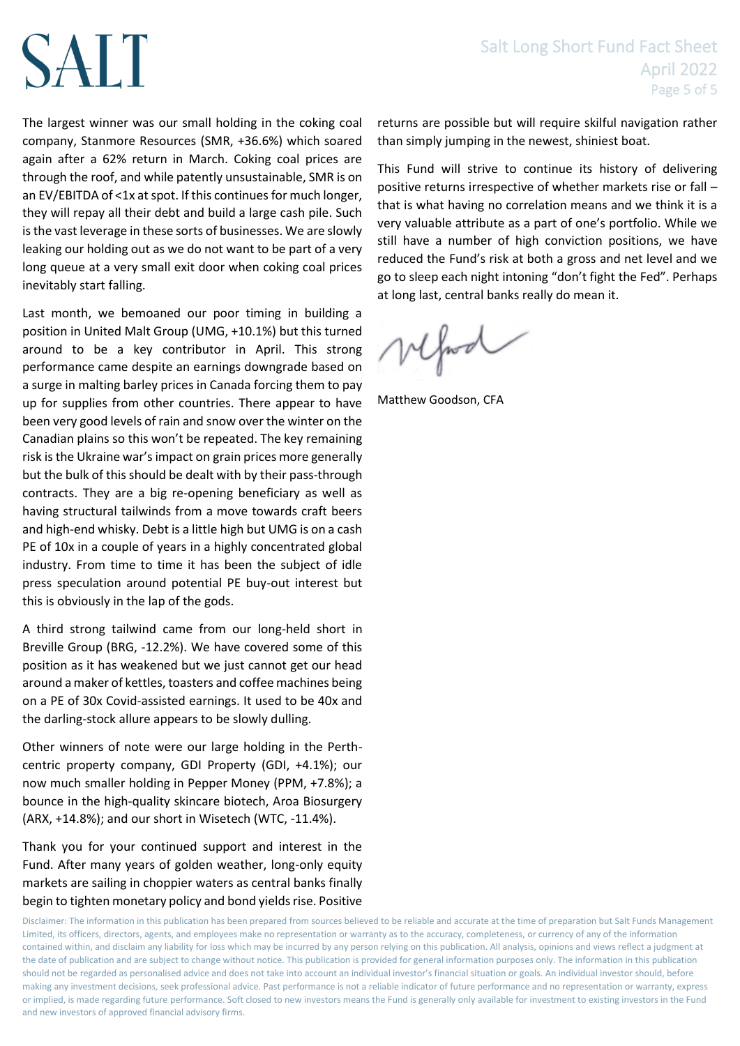The largest winner was our small holding in the coking coal company, Stanmore Resources (SMR, +36.6%) which soared again after a 62% return in March. Coking coal prices are through the roof, and while patently unsustainable, SMR is on an EV/EBITDA of <1x at spot. If this continues for much longer, they will repay all their debt and build a large cash pile. Such is the vast leverage in these sorts of businesses. We are slowly leaking our holding out as we do not want to be part of a very long queue at a very small exit door when coking coal prices inevitably start falling.

Last month, we bemoaned our poor timing in building a position in United Malt Group (UMG, +10.1%) but this turned around to be a key contributor in April. This strong performance came despite an earnings downgrade based on a surge in malting barley prices in Canada forcing them to pay up for supplies from other countries. There appear to have been very good levels of rain and snow over the winter on the Canadian plains so this won't be repeated. The key remaining risk is the Ukraine war's impact on grain prices more generally but the bulk of this should be dealt with by their pass-through contracts. They are a big re-opening beneficiary as well as having structural tailwinds from a move towards craft beers and high-end whisky. Debt is a little high but UMG is on a cash PE of 10x in a couple of years in a highly concentrated global industry. From time to time it has been the subject of idle press speculation around potential PE buy-out interest but this is obviously in the lap of the gods.

A third strong tailwind came from our long-held short in Breville Group (BRG, -12.2%). We have covered some of this position as it has weakened but we just cannot get our head around a maker of kettles, toasters and coffee machines being on a PE of 30x Covid-assisted earnings. It used to be 40x and the darling-stock allure appears to be slowly dulling.

Other winners of note were our large holding in the Perth-centric property company, GDI Property (GDI, +4.1%); our now much smaller holding in Pepper Money (PPM, +7.8%); a bounce in the high-quality skincare biotech, Aroa Biosurgery (ARX, +14.8%); and our short in Wisetech (WTC, -11.4%).

Thank you for your continued support and interest in the Fund. After many years of golden weather, long-only equity markets are sailing in choppier waters as central banks finally begin to tighten monetary policy and bond yields rise. Positive returns are possible but will require skilful navigation rather than simply jumping in the newest, shiniest boat.

This Fund will strive to continue its history of delivering positive returns irrespective of whether markets rise or fall – that is what having no correlation means and we think it is a very valuable attribute as a part of one's portfolio. While we still have a number of high conviction positions, we have reduced the Fund's risk at both a gross and net level and we go to sleep each night intoning "don't fight the Fed". Perhaps at long last, central banks really do mean it.

Matthew Goodson, CFA

Disclaimer: The information in this publication has been prepared from sources believed to be reliable and accurate at the time of preparation but Salt Funds Management Limited, its officers, directors, agents, and employees make no representation or warranty as to the accuracy, completeness, or currency of any of the information contained within, and disclaim any liability for loss which may be incurred by any person relying on this publication. All analysis, opinions and views reflect a judgment at the date of publication and are subject to change without notice. This publication is provided for general information purposes only. The information in this publication should not be regarded as personalised advice and does not take into account an individual investor's financial situation or goals. An individual investor should, before making any investment decisions, seek professional advice. Past performance is not a reliable indicator of future performance and no representation or warranty, express or implied, is made regarding future performance. Soft closed to new investors means the Fund is generally only available for investment to existing investors in the Fund and new investors of approved financial advisory firms.